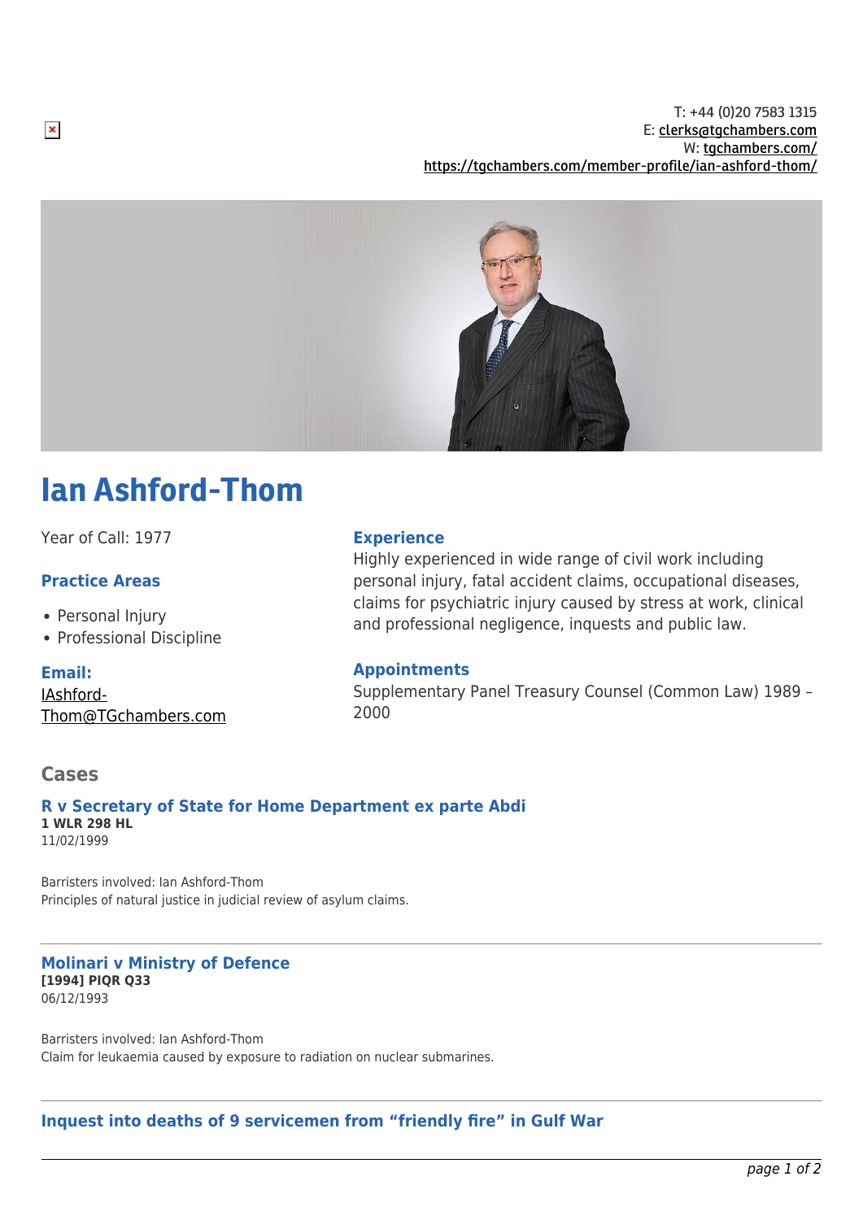T: +44 (0)20 7583 1315
E: clerks@tgchambers.com
W: tgchambers.com/
https://tgchambers.com/member-profile/ian-ashford-thom/

# Ian Ashford-Thom

Year of Call: 1977

### Practice Areas

- Personal Injury
- Professional Discipline

### Email:

IAshford-Thom@TGchambers.com

### Experience

Highly experienced in wide range of civil work including personal injury, fatal accident claims, occupational diseases, claims for psychiatric injury caused by stress at work, clinical and professional negligence, inquests and public law.

### Appointments

Supplementary Panel Treasury Counsel (Common Law) 1989 – 2000

## Cases

### R v Secretary of State for Home Department ex parte Abdi

**1 WLR 298 HL**
11/02/1999

Barristers involved: Ian Ashford-Thom
Principles of natural justice in judicial review of asylum claims.

---

### Molinari v Ministry of Defence

**[1994] PIQR Q33**
06/12/1993

Barristers involved: Ian Ashford-Thom
Claim for leukaemia caused by exposure to radiation on nuclear submarines.

---

### Inquest into deaths of 9 servicemen from “friendly fire” in Gulf War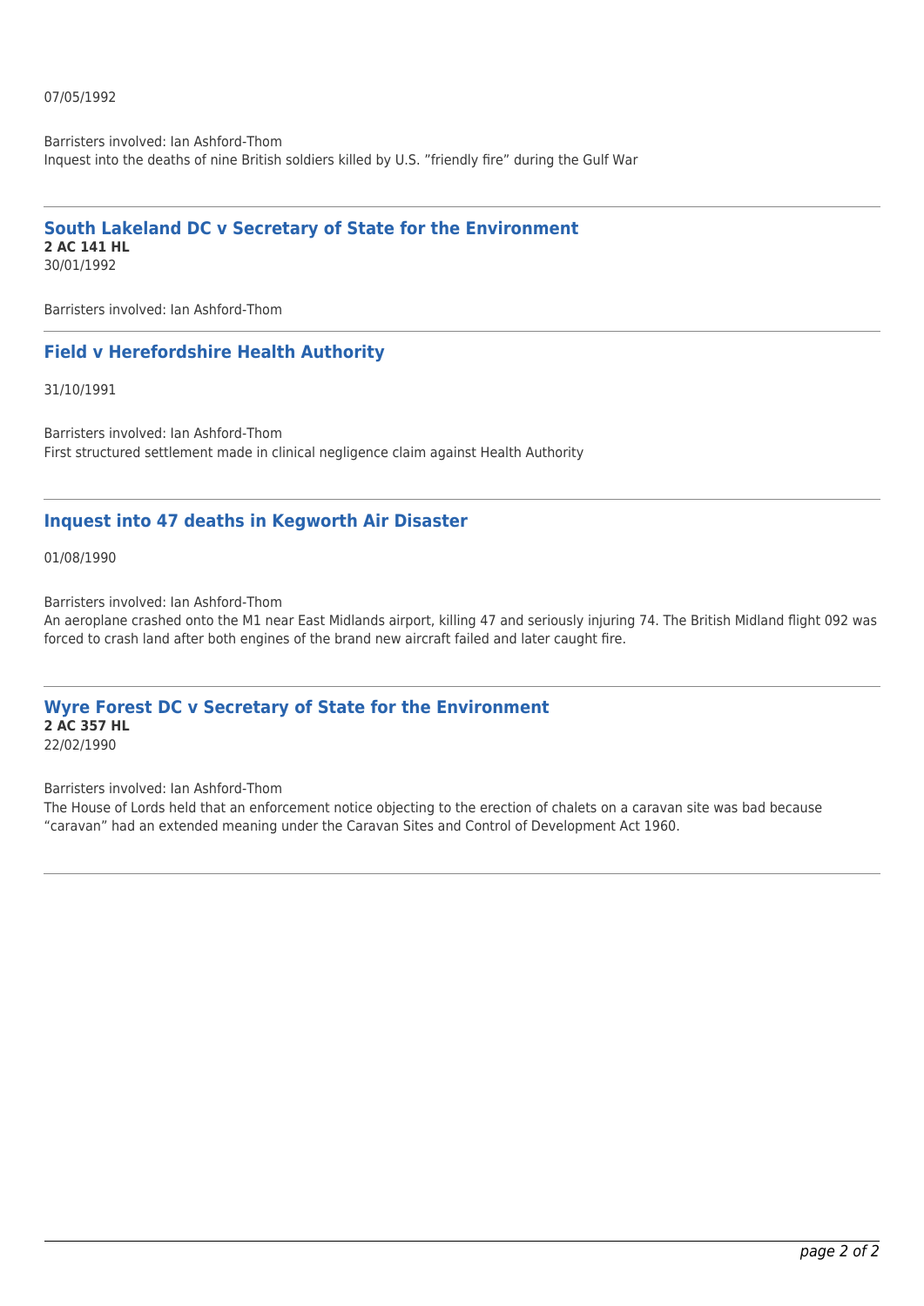07/05/1992

Barristers involved: Ian Ashford-Thom
Inquest into the deaths of nine British soldiers killed by U.S. "friendly fire" during the Gulf War

---

## South Lakeland DC v Secretary of State for the Environment

**2 AC 141 HL**
30/01/1992

Barristers involved: Ian Ashford-Thom

---

## Field v Herefordshire Health Authority

31/10/1991

Barristers involved: Ian Ashford-Thom
First structured settlement made in clinical negligence claim against Health Authority

---

## Inquest into 47 deaths in Kegworth Air Disaster

01/08/1990

Barristers involved: Ian Ashford-Thom
An aeroplane crashed onto the M1 near East Midlands airport, killing 47 and seriously injuring 74. The British Midland flight 092 was forced to crash land after both engines of the brand new aircraft failed and later caught fire.

---

## Wyre Forest DC v Secretary of State for the Environment

**2 AC 357 HL**
22/02/1990

Barristers involved: Ian Ashford-Thom
The House of Lords held that an enforcement notice objecting to the erection of chalets on a caravan site was bad because "caravan" had an extended meaning under the Caravan Sites and Control of Development Act 1960.

---